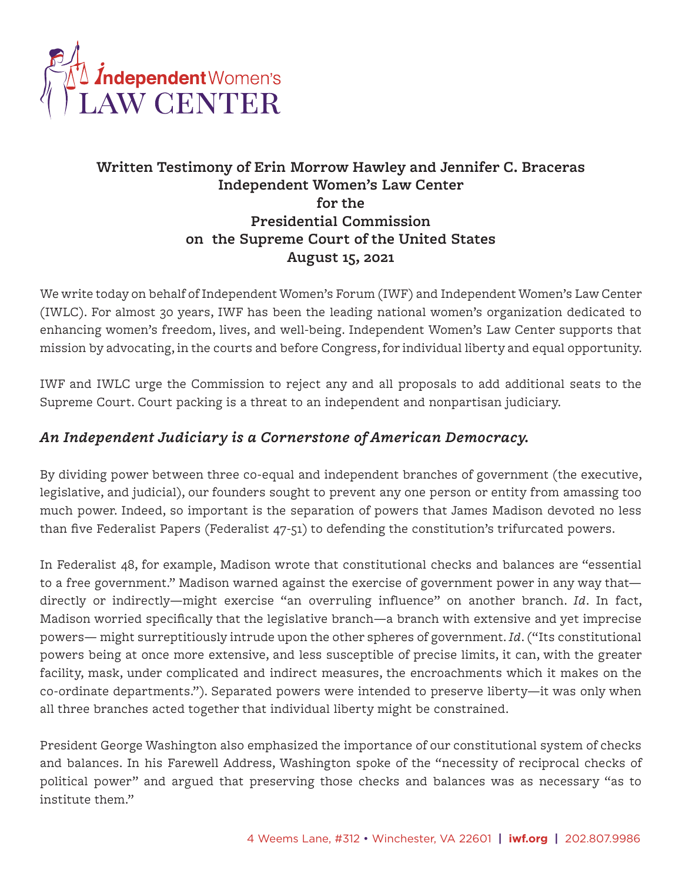Independent Women's LAW CENTER

**Written Testimony of Erin Morrow Hawley and Jennifer C. Braceras**
**Independent Women's Law Center**
**for the**
**Presidential Commission**
**on the Supreme Court of the United States**
**August 15, 2021**

We write today on behalf of Independent Women's Forum (IWF) and Independent Women's Law Center (IWLC). For almost 30 years, IWF has been the leading national women's organization dedicated to enhancing women's freedom, lives, and well-being. Independent Women's Law Center supports that mission by advocating, in the courts and before Congress, for individual liberty and equal opportunity.

IWF and IWLC urge the Commission to reject any and all proposals to add additional seats to the Supreme Court. Court packing is a threat to an independent and nonpartisan judiciary.

## *An Independent Judiciary is a Cornerstone of American Democracy.*

By dividing power between three co-equal and independent branches of government (the executive, legislative, and judicial), our founders sought to prevent any one person or entity from amassing too much power. Indeed, so important is the separation of powers that James Madison devoted no less than five Federalist Papers (Federalist 47-51) to defending the constitution's trifurcated powers.

In Federalist 48, for example, Madison wrote that constitutional checks and balances are "essential to a free government." Madison warned against the exercise of government power in any way that—directly or indirectly—might exercise "an overruling influence" on another branch. *Id*. In fact, Madison worried specifically that the legislative branch—a branch with extensive and yet imprecise powers— might surreptitiously intrude upon the other spheres of government. *Id*. ("Its constitutional powers being at once more extensive, and less susceptible of precise limits, it can, with the greater facility, mask, under complicated and indirect measures, the encroachments which it makes on the co-ordinate departments."). Separated powers were intended to preserve liberty—it was only when all three branches acted together that individual liberty might be constrained.

President George Washington also emphasized the importance of our constitutional system of checks and balances. In his Farewell Address, Washington spoke of the "necessity of reciprocal checks of political power" and argued that preserving those checks and balances was as necessary "as to institute them."

4 Weems Lane, #312 • Winchester, VA 22601 | iwf.org | 202.807.9986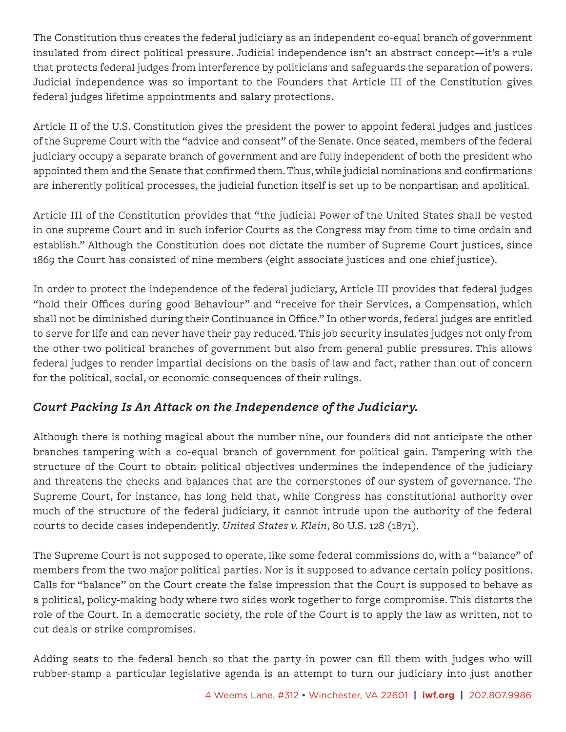The Constitution thus creates the federal judiciary as an independent co-equal branch of government insulated from direct political pressure. Judicial independence isn't an abstract concept—it's a rule that protects federal judges from interference by politicians and safeguards the separation of powers. Judicial independence was so important to the Founders that Article III of the Constitution gives federal judges lifetime appointments and salary protections.

Article II of the U.S. Constitution gives the president the power to appoint federal judges and justices of the Supreme Court with the "advice and consent" of the Senate. Once seated, members of the federal judiciary occupy a separate branch of government and are fully independent of both the president who appointed them and the Senate that confirmed them. Thus, while judicial nominations and confirmations are inherently political processes, the judicial function itself is set up to be nonpartisan and apolitical.

Article III of the Constitution provides that "the judicial Power of the United States shall be vested in one supreme Court and in such inferior Courts as the Congress may from time to time ordain and establish." Although the Constitution does not dictate the number of Supreme Court justices, since 1869 the Court has consisted of nine members (eight associate justices and one chief justice).

In order to protect the independence of the federal judiciary, Article III provides that federal judges "hold their Offices during good Behaviour" and "receive for their Services, a Compensation, which shall not be diminished during their Continuance in Office." In other words, federal judges are entitled to serve for life and can never have their pay reduced. This job security insulates judges not only from the other two political branches of government but also from general public pressures. This allows federal judges to render impartial decisions on the basis of law and fact, rather than out of concern for the political, social, or economic consequences of their rulings.

### *Court Packing Is An Attack on the Independence of the Judiciary.*

Although there is nothing magical about the number nine, our founders did not anticipate the other branches tampering with a co-equal branch of government for political gain. Tampering with the structure of the Court to obtain political objectives undermines the independence of the judiciary and threatens the checks and balances that are the cornerstones of our system of governance. The Supreme Court, for instance, has long held that, while Congress has constitutional authority over much of the structure of the federal judiciary, it cannot intrude upon the authority of the federal courts to decide cases independently. *United States v. Klein*, 80 U.S. 128 (1871).

The Supreme Court is not supposed to operate, like some federal commissions do, with a "balance" of members from the two major political parties. Nor is it supposed to advance certain policy positions. Calls for "balance" on the Court create the false impression that the Court is supposed to behave as a political, policy-making body where two sides work together to forge compromise. This distorts the role of the Court. In a democratic society, the role of the Court is to apply the law as written, not to cut deals or strike compromises.

Adding seats to the federal bench so that the party in power can fill them with judges who will rubber-stamp a particular legislative agenda is an attempt to turn our judiciary into just another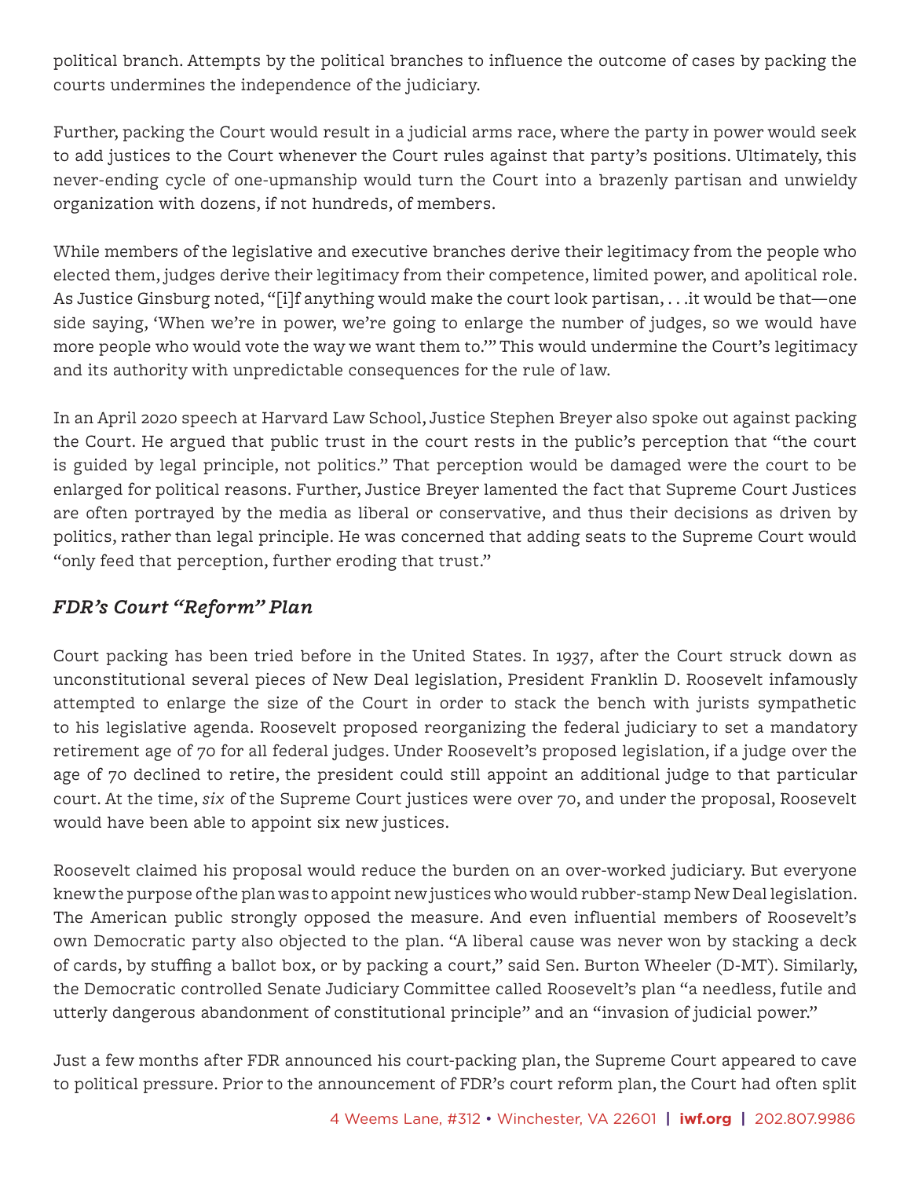political branch. Attempts by the political branches to influence the outcome of cases by packing the courts undermines the independence of the judiciary.

Further, packing the Court would result in a judicial arms race, where the party in power would seek to add justices to the Court whenever the Court rules against that party's positions. Ultimately, this never-ending cycle of one-upmanship would turn the Court into a brazenly partisan and unwieldy organization with dozens, if not hundreds, of members.

While members of the legislative and executive branches derive their legitimacy from the people who elected them, judges derive their legitimacy from their competence, limited power, and apolitical role. As Justice Ginsburg noted, "[i]f anything would make the court look partisan, . . .it would be that—one side saying, 'When we're in power, we're going to enlarge the number of judges, so we would have more people who would vote the way we want them to.'" This would undermine the Court's legitimacy and its authority with unpredictable consequences for the rule of law.

In an April 2020 speech at Harvard Law School, Justice Stephen Breyer also spoke out against packing the Court. He argued that public trust in the court rests in the public's perception that "the court is guided by legal principle, not politics." That perception would be damaged were the court to be enlarged for political reasons. Further, Justice Breyer lamented the fact that Supreme Court Justices are often portrayed by the media as liberal or conservative, and thus their decisions as driven by politics, rather than legal principle. He was concerned that adding seats to the Supreme Court would "only feed that perception, further eroding that trust."

### *FDR's Court "Reform" Plan*

Court packing has been tried before in the United States. In 1937, after the Court struck down as unconstitutional several pieces of New Deal legislation, President Franklin D. Roosevelt infamously attempted to enlarge the size of the Court in order to stack the bench with jurists sympathetic to his legislative agenda. Roosevelt proposed reorganizing the federal judiciary to set a mandatory retirement age of 70 for all federal judges. Under Roosevelt's proposed legislation, if a judge over the age of 70 declined to retire, the president could still appoint an additional judge to that particular court. At the time, *six* of the Supreme Court justices were over 70, and under the proposal, Roosevelt would have been able to appoint six new justices.

Roosevelt claimed his proposal would reduce the burden on an over-worked judiciary. But everyone knew the purpose of the plan was to appoint new justices who would rubber-stamp New Deal legislation. The American public strongly opposed the measure. And even influential members of Roosevelt's own Democratic party also objected to the plan. "A liberal cause was never won by stacking a deck of cards, by stuffing a ballot box, or by packing a court," said Sen. Burton Wheeler (D-MT). Similarly, the Democratic controlled Senate Judiciary Committee called Roosevelt's plan "a needless, futile and utterly dangerous abandonment of constitutional principle" and an "invasion of judicial power."

Just a few months after FDR announced his court-packing plan, the Supreme Court appeared to cave to political pressure. Prior to the announcement of FDR's court reform plan, the Court had often split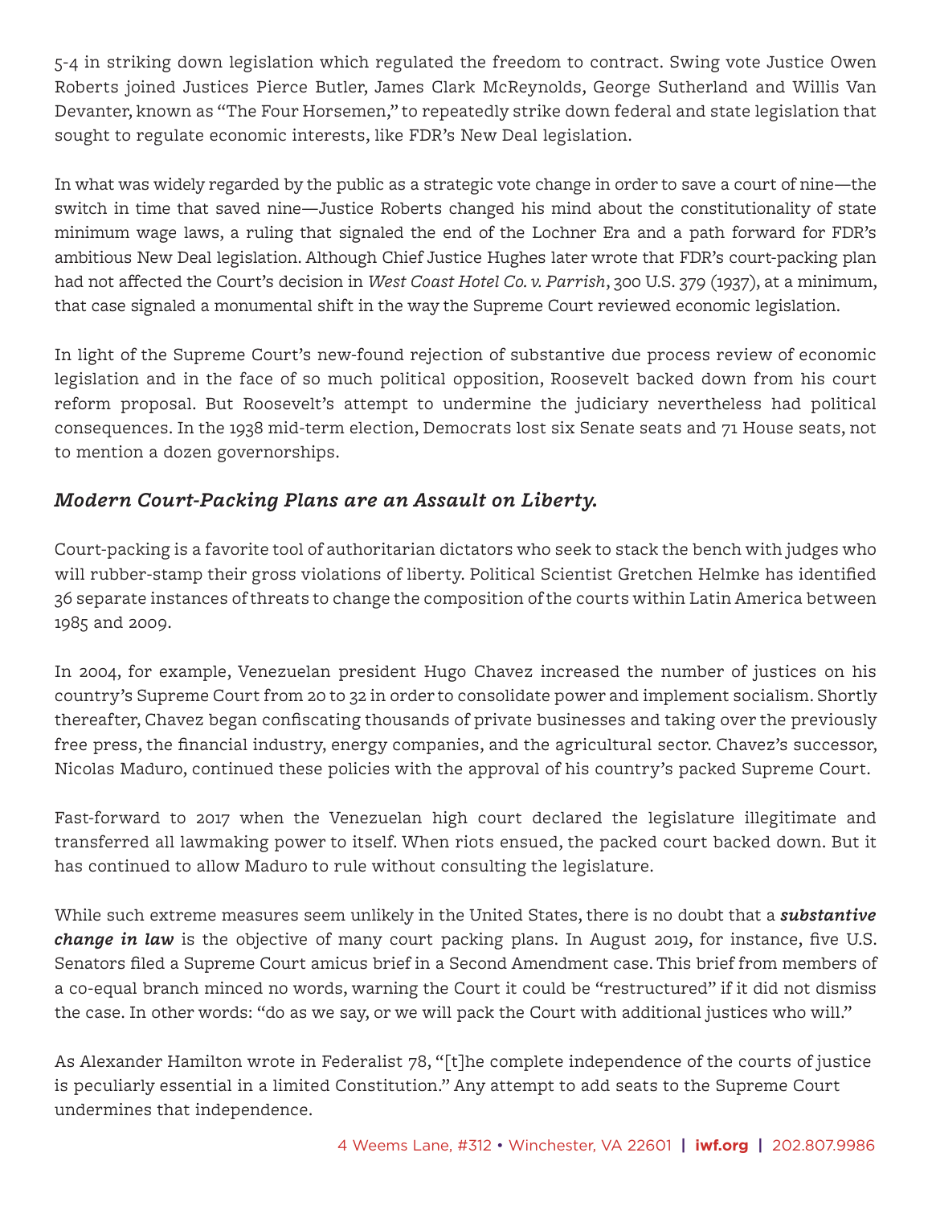5-4 in striking down legislation which regulated the freedom to contract. Swing vote Justice Owen Roberts joined Justices Pierce Butler, James Clark McReynolds, George Sutherland and Willis Van Devanter, known as "The Four Horsemen," to repeatedly strike down federal and state legislation that sought to regulate economic interests, like FDR's New Deal legislation.

In what was widely regarded by the public as a strategic vote change in order to save a court of nine—the switch in time that saved nine—Justice Roberts changed his mind about the constitutionality of state minimum wage laws, a ruling that signaled the end of the Lochner Era and a path forward for FDR's ambitious New Deal legislation. Although Chief Justice Hughes later wrote that FDR's court-packing plan had not affected the Court's decision in *West Coast Hotel Co. v. Parrish*, 300 U.S. 379 (1937), at a minimum, that case signaled a monumental shift in the way the Supreme Court reviewed economic legislation.

In light of the Supreme Court's new-found rejection of substantive due process review of economic legislation and in the face of so much political opposition, Roosevelt backed down from his court reform proposal. But Roosevelt's attempt to undermine the judiciary nevertheless had political consequences. In the 1938 mid-term election, Democrats lost six Senate seats and 71 House seats, not to mention a dozen governorships.

### *Modern Court-Packing Plans are an Assault on Liberty.*

Court-packing is a favorite tool of authoritarian dictators who seek to stack the bench with judges who will rubber-stamp their gross violations of liberty. Political Scientist Gretchen Helmke has identified 36 separate instances of threats to change the composition of the courts within Latin America between 1985 and 2009.

In 2004, for example, Venezuelan president Hugo Chavez increased the number of justices on his country's Supreme Court from 20 to 32 in order to consolidate power and implement socialism. Shortly thereafter, Chavez began confiscating thousands of private businesses and taking over the previously free press, the financial industry, energy companies, and the agricultural sector. Chavez's successor, Nicolas Maduro, continued these policies with the approval of his country's packed Supreme Court.

Fast-forward to 2017 when the Venezuelan high court declared the legislature illegitimate and transferred all lawmaking power to itself. When riots ensued, the packed court backed down. But it has continued to allow Maduro to rule without consulting the legislature.

While such extreme measures seem unlikely in the United States, there is no doubt that a ***substantive change in law*** is the objective of many court packing plans. In August 2019, for instance, five U.S. Senators filed a Supreme Court amicus brief in a Second Amendment case. This brief from members of a co-equal branch minced no words, warning the Court it could be "restructured" if it did not dismiss the case. In other words: "do as we say, or we will pack the Court with additional justices who will."

As Alexander Hamilton wrote in Federalist 78, "[t]he complete independence of the courts of justice is peculiarly essential in a limited Constitution." Any attempt to add seats to the Supreme Court undermines that independence.